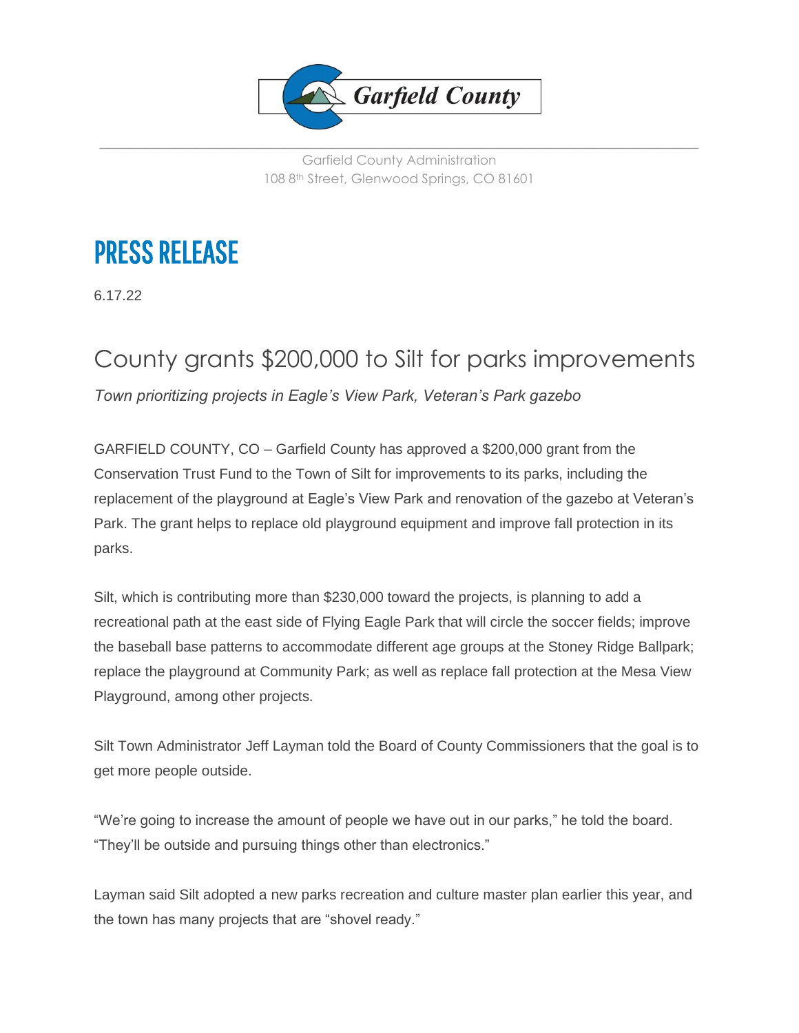Garfield County

Garfield County Administration
108 8th Street, Glenwood Springs, CO 81601

# PRESS RELEASE

6.17.22

## County grants $200,000 to Silt for parks improvements

*Town prioritizing projects in Eagle's View Park, Veteran's Park gazebo*

GARFIELD COUNTY, CO – Garfield County has approved a $200,000 grant from the Conservation Trust Fund to the Town of Silt for improvements to its parks, including the replacement of the playground at Eagle's View Park and renovation of the gazebo at Veteran's Park. The grant helps to replace old playground equipment and improve fall protection in its parks.

Silt, which is contributing more than $230,000 toward the projects, is planning to add a recreational path at the east side of Flying Eagle Park that will circle the soccer fields; improve the baseball base patterns to accommodate different age groups at the Stoney Ridge Ballpark; replace the playground at Community Park; as well as replace fall protection at the Mesa View Playground, among other projects.

Silt Town Administrator Jeff Layman told the Board of County Commissioners that the goal is to get more people outside.

"We're going to increase the amount of people we have out in our parks," he told the board. "They'll be outside and pursuing things other than electronics."

Layman said Silt adopted a new parks recreation and culture master plan earlier this year, and the town has many projects that are "shovel ready."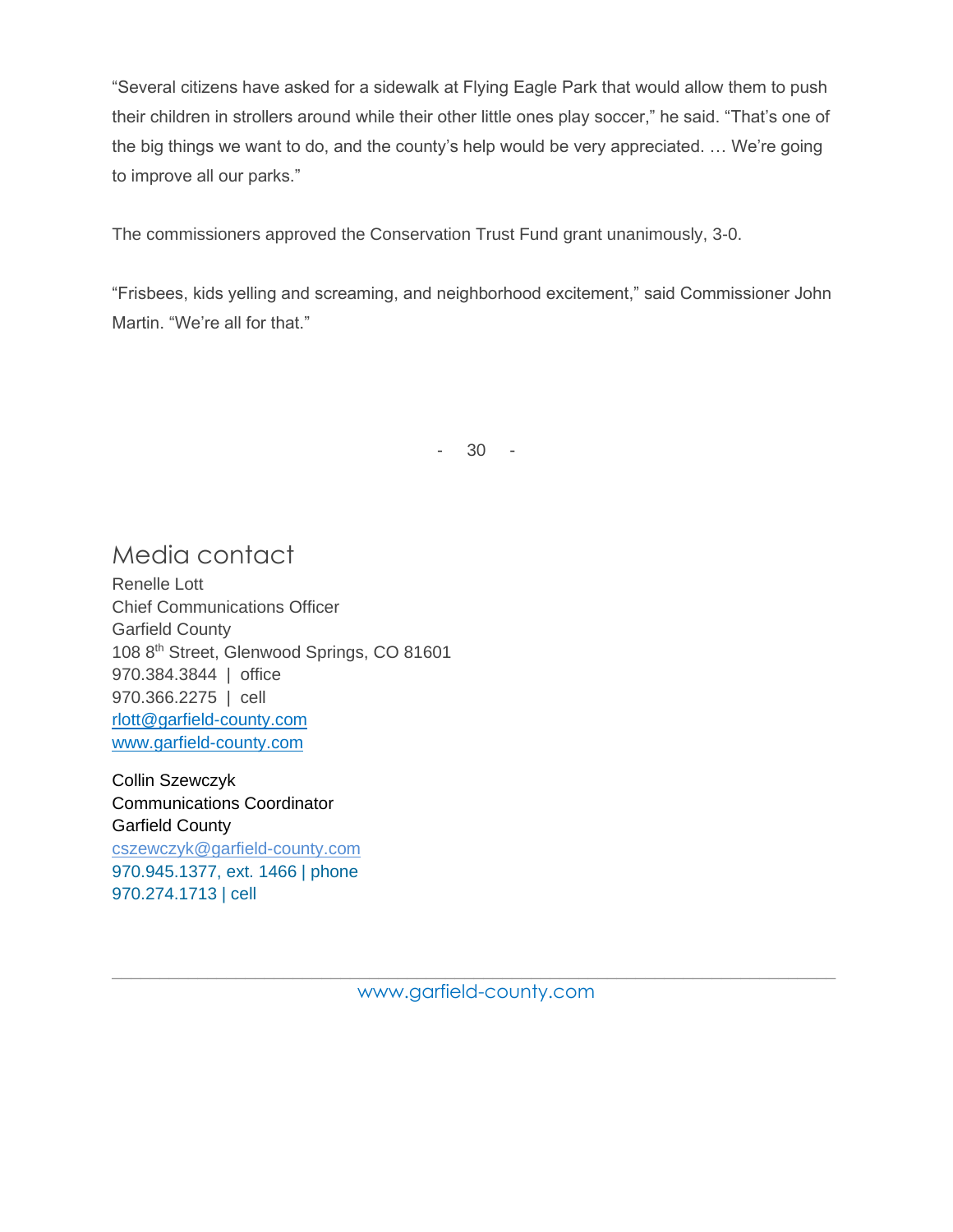"Several citizens have asked for a sidewalk at Flying Eagle Park that would allow them to push their children in strollers around while their other little ones play soccer," he said. "That's one of the big things we want to do, and the county's help would be very appreciated. … We're going to improve all our parks."

The commissioners approved the Conservation Trust Fund grant unanimously, 3-0.

"Frisbees, kids yelling and screaming, and neighborhood excitement," said Commissioner John Martin. "We're all for that."

\- 30 -

## Media contact

Renelle Lott
Chief Communications Officer
Garfield County
108 8th Street, Glenwood Springs, CO 81601
970.384.3844 | office
970.366.2275 | cell
rlott@garfield-county.com
www.garfield-county.com

Collin Szewczyk
Communications Coordinator
Garfield County
cszewczyk@garfield-county.com
970.945.1377, ext. 1466 | phone
970.274.1713 | cell